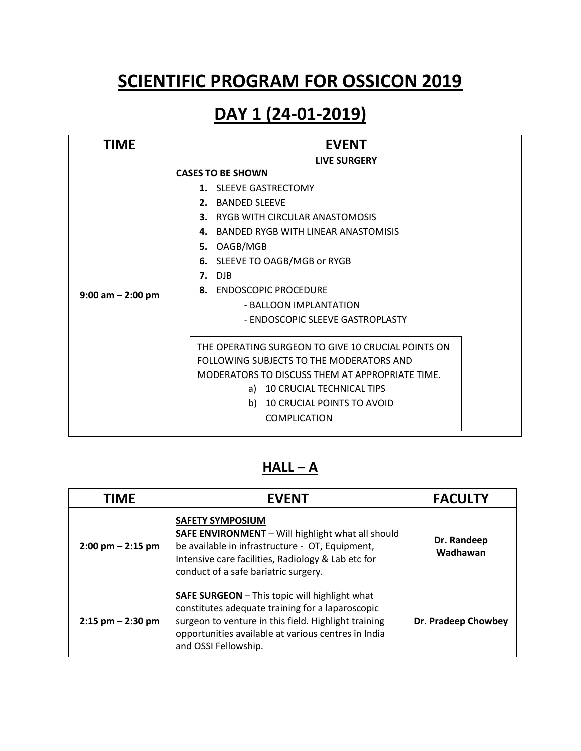# SCIENTIFIC PROGRAM FOR OSSICON 2019

# DAY 1 (24-01-2019)

| TIME | EVENT |
|---|---|
| 9:00 am – 2:00 pm | **LIVE SURGERY**<br>**CASES TO BE SHOWN**<br>**1.** SLEEVE GASTRECTOMY<br>**2.** BANDED SLEEVE<br>**3.** RYGB WITH CIRCULAR ANASTOMOSIS<br>**4.** BANDED RYGB WITH LINEAR ANASTOMISIS<br>**5.** OAGB/MGB<br>**6.** SLEEVE TO OAGB/MGB or RYGB<br>**7.** DJB<br>**8.** ENDOSCOPIC PROCEDURE<br>- BALLOON IMPLANTATION<br>- ENDOSCOPIC SLEEVE GASTROPLASTY<br><br>THE OPERATING SURGEON TO GIVE 10 CRUCIAL POINTS ON FOLLOWING SUBJECTS TO THE MODERATORS AND MODERATORS TO DISCUSS THEM AT APPROPRIATE TIME.<br>a) 10 CRUCIAL TECHNICAL TIPS<br>b) 10 CRUCIAL POINTS TO AVOID COMPLICATION |

## HALL – A

| TIME | EVENT | FACULTY |
|---|---|---|
| 2:00 pm – 2:15 pm | **SAFETY SYMPOSIUM**<br>**SAFE ENVIRONMENT** – Will highlight what all should be available in infrastructure - OT, Equipment, Intensive care facilities, Radiology & Lab etc for conduct of a safe bariatric surgery. | **Dr. Randeep Wadhawan** |
| 2:15 pm – 2:30 pm | **SAFE SURGEON** – This topic will highlight what constitutes adequate training for a laparoscopic surgeon to venture in this field. Highlight training opportunities available at various centres in India and OSSI Fellowship. | **Dr. Pradeep Chowbey** |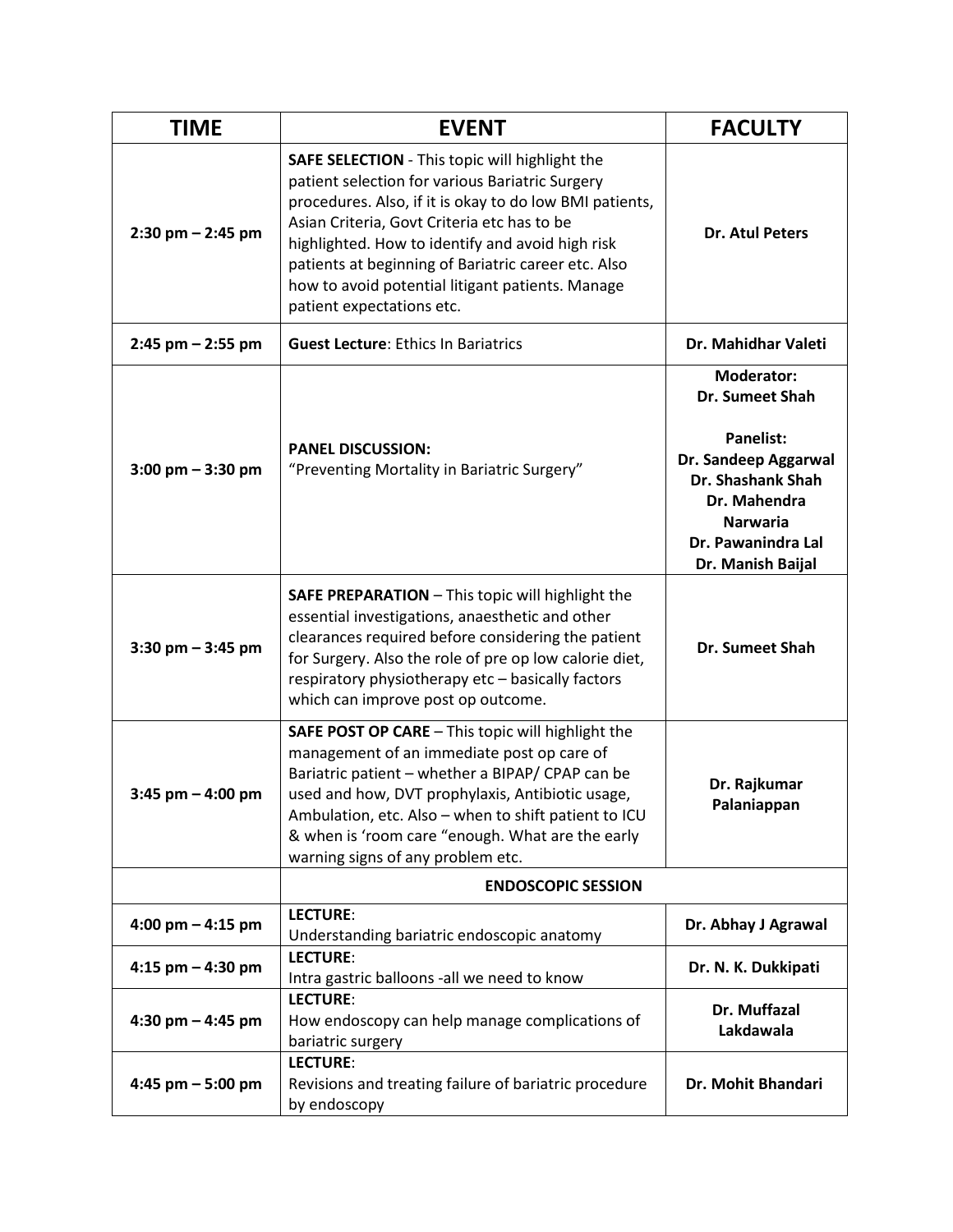| TIME | EVENT | FACULTY |
| --- | --- | --- |
| 2:30 pm – 2:45 pm | **SAFE SELECTION** - This topic will highlight the patient selection for various Bariatric Surgery procedures. Also, if it is okay to do low BMI patients, Asian Criteria, Govt Criteria etc has to be highlighted. How to identify and avoid high risk patients at beginning of Bariatric career etc. Also how to avoid potential litigant patients. Manage patient expectations etc. | **Dr. Atul Peters** |
| 2:45 pm – 2:55 pm | **Guest Lecture**: Ethics In Bariatrics | **Dr. Mahidhar Valeti** |
| 3:00 pm – 3:30 pm | **PANEL DISCUSSION:** "Preventing Mortality in Bariatric Surgery" | **Moderator:** **Dr. Sumeet Shah** **Panelist:** **Dr. Sandeep Aggarwal** **Dr. Shashank Shah** **Dr. Mahendra Narwaria** **Dr. Pawanindra Lal** **Dr. Manish Baijal** |
| 3:30 pm – 3:45 pm | **SAFE PREPARATION** – This topic will highlight the essential investigations, anaesthetic and other clearances required before considering the patient for Surgery. Also the role of pre op low calorie diet, respiratory physiotherapy etc – basically factors which can improve post op outcome. | **Dr. Sumeet Shah** |
| 3:45 pm – 4:00 pm | **SAFE POST OP CARE** – This topic will highlight the management of an immediate post op care of Bariatric patient – whether a BIPAP/ CPAP can be used and how, DVT prophylaxis, Antibiotic usage, Ambulation, etc. Also – when to shift patient to ICU & when is 'room care "enough. What are the early warning signs of any problem etc. | **Dr. Rajkumar Palaniappan** |
| | **ENDOSCOPIC SESSION** | |
| 4:00 pm – 4:15 pm | **LECTURE**: Understanding bariatric endoscopic anatomy | **Dr. Abhay J Agrawal** |
| 4:15 pm – 4:30 pm | **LECTURE**: Intra gastric balloons -all we need to know | **Dr. N. K. Dukkipati** |
| 4:30 pm – 4:45 pm | **LECTURE**: How endoscopy can help manage complications of bariatric surgery | **Dr. Muffazal Lakdawala** |
| 4:45 pm – 5:00 pm | **LECTURE**: Revisions and treating failure of bariatric procedure by endoscopy | **Dr. Mohit Bhandari** |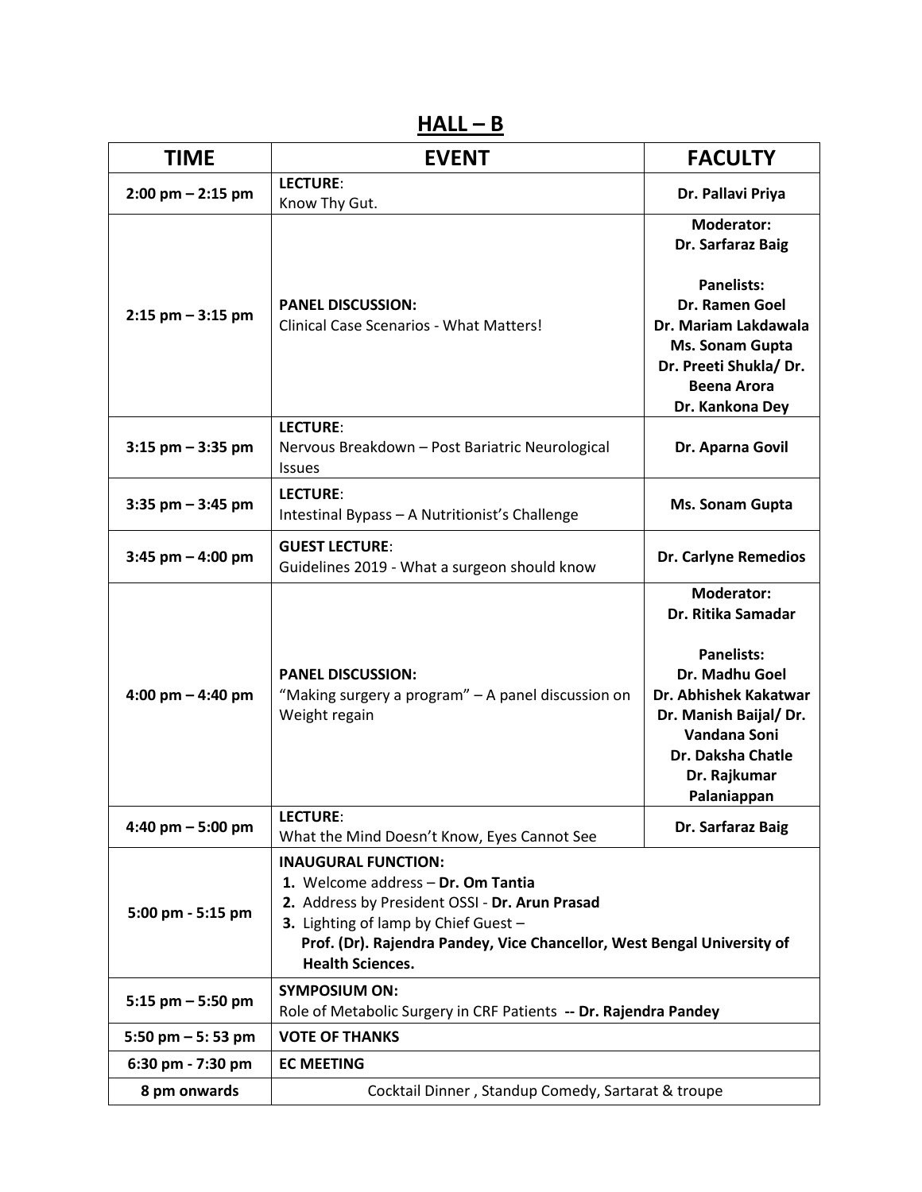## HALL – B

| TIME | EVENT | FACULTY |
|---|---|---|
| 2:00 pm – 2:15 pm | **LECTURE**: Know Thy Gut. | **Dr. Pallavi Priya** |
| 2:15 pm – 3:15 pm | **PANEL DISCUSSION:** Clinical Case Scenarios - What Matters! | **Moderator:** **Dr. Sarfaraz Baig** **Panelists:** **Dr. Ramen Goel** **Dr. Mariam Lakdawala** **Ms. Sonam Gupta** **Dr. Preeti Shukla/ Dr. Beena Arora** **Dr. Kankona Dey** |
| 3:15 pm – 3:35 pm | **LECTURE**: Nervous Breakdown – Post Bariatric Neurological Issues | **Dr. Aparna Govil** |
| 3:35 pm – 3:45 pm | **LECTURE**: Intestinal Bypass – A Nutritionist's Challenge | **Ms. Sonam Gupta** |
| 3:45 pm – 4:00 pm | **GUEST LECTURE**: Guidelines 2019 - What a surgeon should know | **Dr. Carlyne Remedios** |
| 4:00 pm – 4:40 pm | **PANEL DISCUSSION:** "Making surgery a program" – A panel discussion on Weight regain | **Moderator:** **Dr. Ritika Samadar** **Panelists:** **Dr. Madhu Goel** **Dr. Abhishek Kakatwar** **Dr. Manish Baijal/ Dr. Vandana Soni** **Dr. Daksha Chatle** **Dr. Rajkumar Palaniappan** |
| 4:40 pm – 5:00 pm | **LECTURE**: What the Mind Doesn't Know, Eyes Cannot See | **Dr. Sarfaraz Baig** |
| 5:00 pm - 5:15 pm | **INAUGURAL FUNCTION:** 1. Welcome address – **Dr. Om Tantia** 2. Address by President OSSI - **Dr. Arun Prasad** 3. Lighting of lamp by Chief Guest – **Prof. (Dr). Rajendra Pandey, Vice Chancellor, West Bengal University of Health Sciences.** | |
| 5:15 pm – 5:50 pm | **SYMPOSIUM ON:** Role of Metabolic Surgery in CRF Patients **-- Dr. Rajendra Pandey** | |
| 5:50 pm – 5: 53 pm | **VOTE OF THANKS** | |
| 6:30 pm - 7:30 pm | **EC MEETING** | |
| 8 pm onwards | Cocktail Dinner , Standup Comedy, Sartarat & troupe | |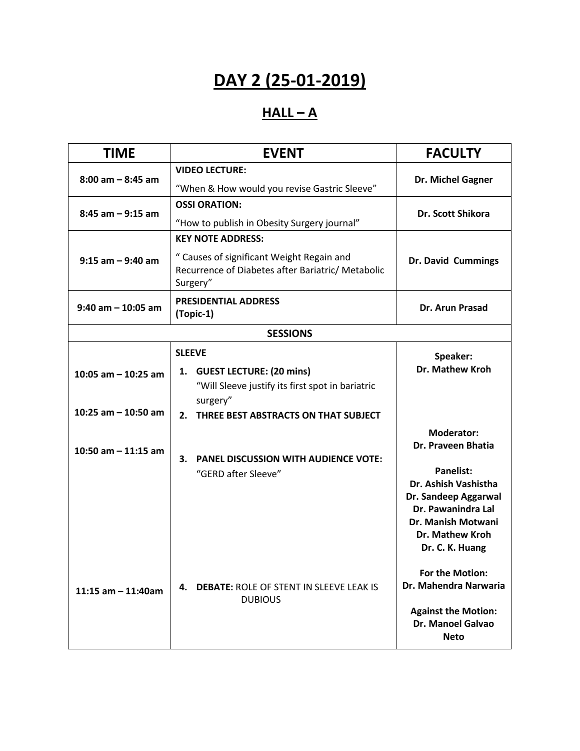# DAY 2 (25-01-2019)

## HALL – A

| TIME | EVENT | FACULTY |
|---|---|---|
| 8:00 am – 8:45 am | **VIDEO LECTURE:** "When & How would you revise Gastric Sleeve" | **Dr. Michel Gagner** |
| 8:45 am – 9:15 am | **OSSI ORATION:** "How to publish in Obesity Surgery journal" | **Dr. Scott Shikora** |
| 9:15 am – 9:40 am | **KEY NOTE ADDRESS:** " Causes of significant Weight Regain and Recurrence of Diabetes after Bariatric/ Metabolic Surgery" | **Dr. David Cummings** |
| 9:40 am – 10:05 am | **PRESIDENTIAL ADDRESS (Topic-1)** | **Dr. Arun Prasad** |
| | **SESSIONS** | |
| 10:05 am – 10:25 am | **SLEEVE** <br> 1. **GUEST LECTURE: (20 mins)** "Will Sleeve justify its first spot in bariatric surgery" | **Speaker:** **Dr. Mathew Kroh** |
| 10:25 am – 10:50 am | 2. **THREE BEST ABSTRACTS ON THAT SUBJECT** | |
| 10:50 am – 11:15 am | 3. **PANEL DISCUSSION WITH AUDIENCE VOTE:** "GERD after Sleeve" | **Moderator:** **Dr. Praveen Bhatia** <br> **Panelist:** **Dr. Ashish Vashistha** **Dr. Sandeep Aggarwal** **Dr. Pawanindra Lal** **Dr. Manish Motwani** **Dr. Mathew Kroh** **Dr. C. K. Huang** |
| 11:15 am – 11:40am | 4. **DEBATE:** ROLE OF STENT IN SLEEVE LEAK IS DUBIOUS | **For the Motion:** **Dr. Mahendra Narwaria** <br> **Against the Motion:** **Dr. Manoel Galvao Neto** |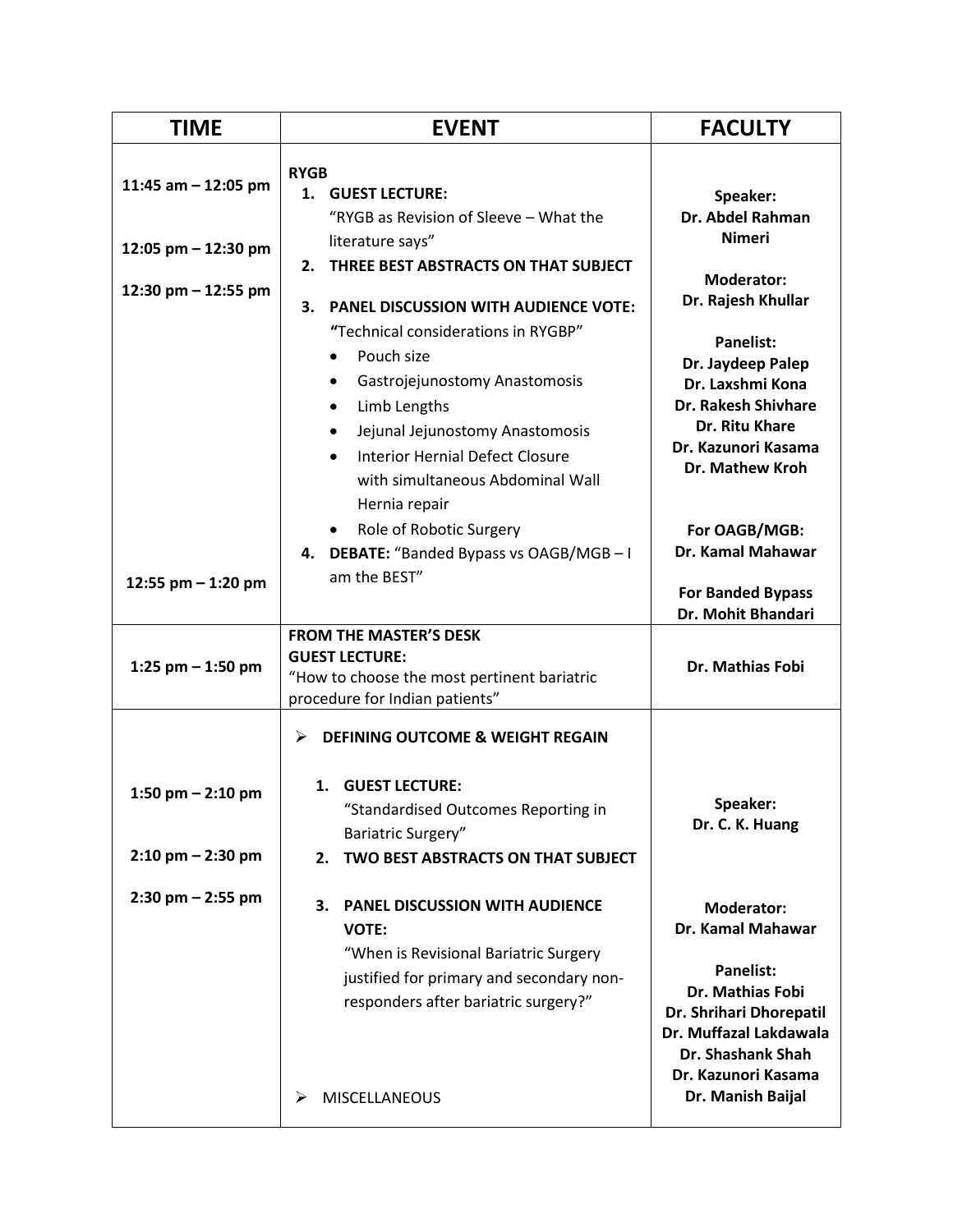| TIME | EVENT | FACULTY |
|---|---|---|
| 11:45 am – 12:05 pm<br><br>12:05 pm – 12:30 pm<br><br>12:30 pm – 12:55 pm<br><br>12:55 pm – 1:20 pm | **RYGB**<br>1. **GUEST LECTURE:** "RYGB as Revision of Sleeve – What the literature says"<br>2. **THREE BEST ABSTRACTS ON THAT SUBJECT**<br>3. **PANEL DISCUSSION WITH AUDIENCE VOTE:** **"**Technical considerations in RYGBP"<br>• Pouch size<br>• Gastrojejunostomy Anastomosis<br>• Limb Lengths<br>• Jejunal Jejunostomy Anastomosis<br>• Interior Hernial Defect Closure with simultaneous Abdominal Wall Hernia repair<br>• Role of Robotic Surgery<br>4. **DEBATE:** "Banded Bypass vs OAGB/MGB – I am the BEST" | **Speaker:**<br>**Dr. Abdel Rahman Nimeri**<br><br>**Moderator:**<br>**Dr. Rajesh Khullar**<br><br>**Panelist:**<br>**Dr. Jaydeep Palep**<br>**Dr. Laxshmi Kona**<br>**Dr. Rakesh Shivhare**<br>**Dr. Ritu Khare**<br>**Dr. Kazunori Kasama**<br>**Dr. Mathew Kroh**<br><br>**For OAGB/MGB:**<br>**Dr. Kamal Mahawar**<br><br>**For Banded Bypass**<br>**Dr. Mohit Bhandari** |
| 1:25 pm – 1:50 pm | **FROM THE MASTER'S DESK**<br>**GUEST LECTURE:**<br>"How to choose the most pertinent bariatric procedure for Indian patients" | **Dr. Mathias Fobi** |
| 1:50 pm – 2:10 pm<br><br>2:10 pm – 2:30 pm<br><br>2:30 pm – 2:55 pm | ➢ **DEFINING OUTCOME & WEIGHT REGAIN**<br>1. **GUEST LECTURE:** "Standardised Outcomes Reporting in Bariatric Surgery"<br>2. **TWO BEST ABSTRACTS ON THAT SUBJECT**<br>3. **PANEL DISCUSSION WITH AUDIENCE VOTE:** "When is Revisional Bariatric Surgery justified for primary and secondary non-responders after bariatric surgery?"<br><br>➢ MISCELLANEOUS | **Speaker:**<br>**Dr. C. K. Huang**<br><br>**Moderator:**<br>**Dr. Kamal Mahawar**<br><br>**Panelist:**<br>**Dr. Mathias Fobi**<br>**Dr. Shrihari Dhorepatil**<br>**Dr. Muffazal Lakdawala**<br>**Dr. Shashank Shah**<br>**Dr. Kazunori Kasama**<br>**Dr. Manish Baijal** |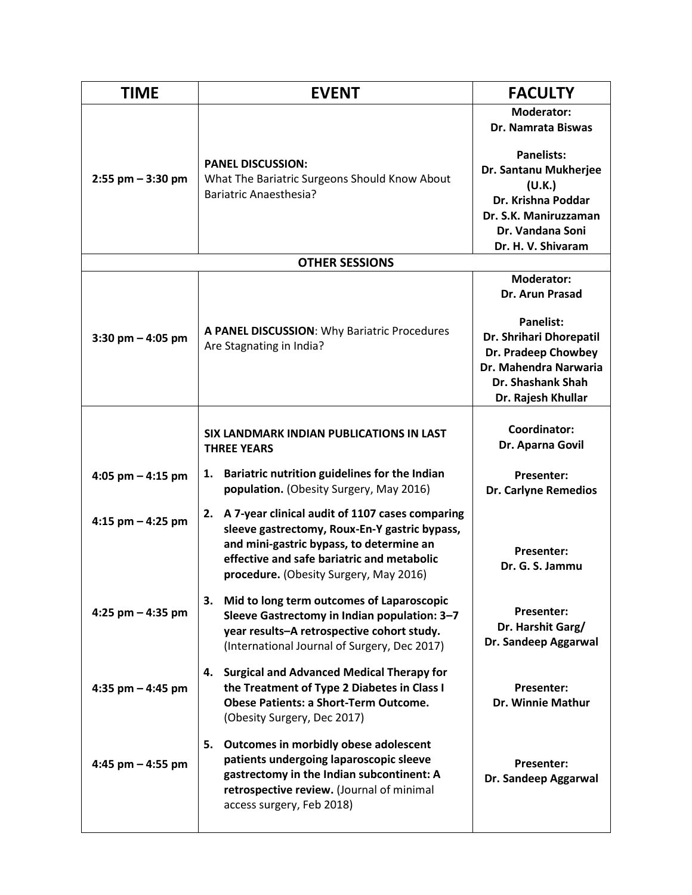| TIME | EVENT | FACULTY |
|---|---|---|
| 2:55 pm – 3:30 pm | **PANEL DISCUSSION:** What The Bariatric Surgeons Should Know About Bariatric Anaesthesia? | **Moderator:** **Dr. Namrata Biswas** **Panelists:** **Dr. Santanu Mukherjee (U.K.)** **Dr. Krishna Poddar** **Dr. S.K. Maniruzzaman** **Dr. Vandana Soni** **Dr. H. V. Shivaram** |
| | **OTHER SESSIONS** | |
| 3:30 pm – 4:05 pm | **A PANEL DISCUSSION**: Why Bariatric Procedures Are Stagnating in India? | **Moderator:** **Dr. Arun Prasad** **Panelist:** **Dr. Shrihari Dhorepatil** **Dr. Pradeep Chowbey** **Dr. Mahendra Narwaria** **Dr. Shashank Shah** **Dr. Rajesh Khullar** |
| | **SIX LANDMARK INDIAN PUBLICATIONS IN LAST THREE YEARS** | **Coordinator:** **Dr. Aparna Govil** |
| 4:05 pm – 4:15 pm | 1. **Bariatric nutrition guidelines for the Indian population.** (Obesity Surgery, May 2016) | **Presenter:** **Dr. Carlyne Remedios** |
| 4:15 pm – 4:25 pm | 2. **A 7-year clinical audit of 1107 cases comparing sleeve gastrectomy, Roux-En-Y gastric bypass, and mini-gastric bypass, to determine an effective and safe bariatric and metabolic procedure.** (Obesity Surgery, May 2016) | **Presenter:** **Dr. G. S. Jammu** |
| 4:25 pm – 4:35 pm | 3. **Mid to long term outcomes of Laparoscopic Sleeve Gastrectomy in Indian population: 3–7 year results–A retrospective cohort study.** (International Journal of Surgery, Dec 2017) | **Presenter:** **Dr. Harshit Garg/ Dr. Sandeep Aggarwal** |
| 4:35 pm – 4:45 pm | 4. **Surgical and Advanced Medical Therapy for the Treatment of Type 2 Diabetes in Class I Obese Patients: a Short-Term Outcome.** (Obesity Surgery, Dec 2017) | **Presenter:** **Dr. Winnie Mathur** |
| 4:45 pm – 4:55 pm | 5. **Outcomes in morbidly obese adolescent patients undergoing laparoscopic sleeve gastrectomy in the Indian subcontinent: A retrospective review.** (Journal of minimal access surgery, Feb 2018) | **Presenter:** **Dr. Sandeep Aggarwal** |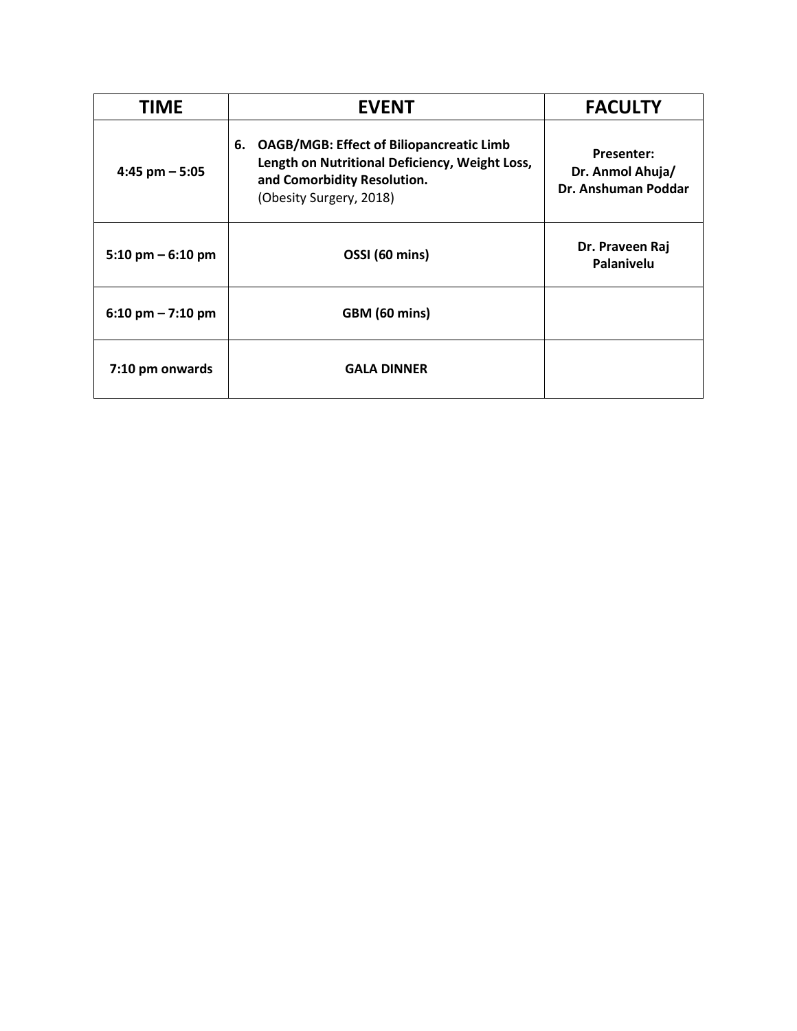| TIME | EVENT | FACULTY |
| --- | --- | --- |
| 4:45 pm – 5:05 | **6. OAGB/MGB: Effect of Biliopancreatic Limb Length on Nutritional Deficiency, Weight Loss, and Comorbidity Resolution.** (Obesity Surgery, 2018) | **Presenter: Dr. Anmol Ahuja/ Dr. Anshuman Poddar** |
| 5:10 pm – 6:10 pm | **OSSI (60 mins)** | **Dr. Praveen Raj Palanivelu** |
| 6:10 pm – 7:10 pm | **GBM (60 mins)** | |
| 7:10 pm onwards | **GALA DINNER** | |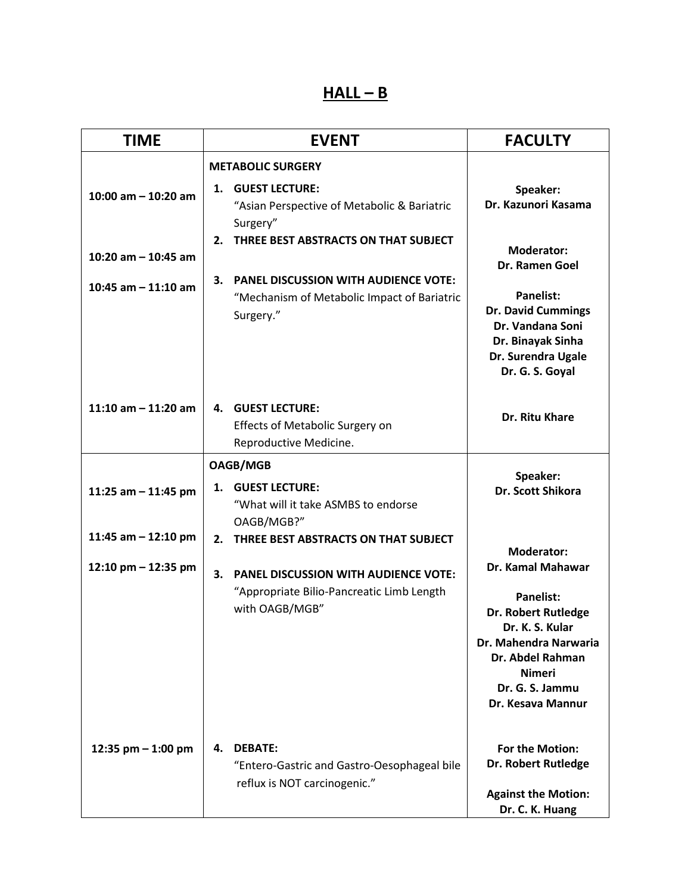# HALL – B

| TIME | EVENT | FACULTY |
| --- | --- | --- |
| | **METABOLIC SURGERY** | |
| 10:00 am – 10:20 am | 1. **GUEST LECTURE:** “Asian Perspective of Metabolic & Bariatric Surgery” | **Speaker:** **Dr. Kazunori Kasama** |
| 10:20 am – 10:45 am | 2. **THREE BEST ABSTRACTS ON THAT SUBJECT** | **Moderator:** **Dr. Ramen Goel** |
| 10:45 am – 11:10 am | 3. **PANEL DISCUSSION WITH AUDIENCE VOTE:** “Mechanism of Metabolic Impact of Bariatric Surgery.” | **Panelist:** **Dr. David Cummings** **Dr. Vandana Soni** **Dr. Binayak Sinha** **Dr. Surendra Ugale** **Dr. G. S. Goyal** |
| 11:10 am – 11:20 am | 4. **GUEST LECTURE:** Effects of Metabolic Surgery on Reproductive Medicine. | **Dr. Ritu Khare** |
| | **OAGB/MGB** | |
| 11:25 am – 11:45 pm | 1. **GUEST LECTURE:** “What will it take ASMBS to endorse OAGB/MGB?” | **Speaker:** **Dr. Scott Shikora** |
| 11:45 am – 12:10 pm | 2. **THREE BEST ABSTRACTS ON THAT SUBJECT** | **Moderator:** **Dr. Kamal Mahawar** |
| 12:10 pm – 12:35 pm | 3. **PANEL DISCUSSION WITH AUDIENCE VOTE:** “Appropriate Bilio-Pancreatic Limb Length with OAGB/MGB” | **Panelist:** **Dr. Robert Rutledge** **Dr. K. S. Kular** **Dr. Mahendra Narwaria** **Dr. Abdel Rahman Nimeri** **Dr. G. S. Jammu** **Dr. Kesava Mannur** |
| 12:35 pm – 1:00 pm | 4. **DEBATE:** “Entero-Gastric and Gastro-Oesophageal bile reflux is NOT carcinogenic.” | **For the Motion:** **Dr. Robert Rutledge** **Against the Motion:** **Dr. C. K. Huang** |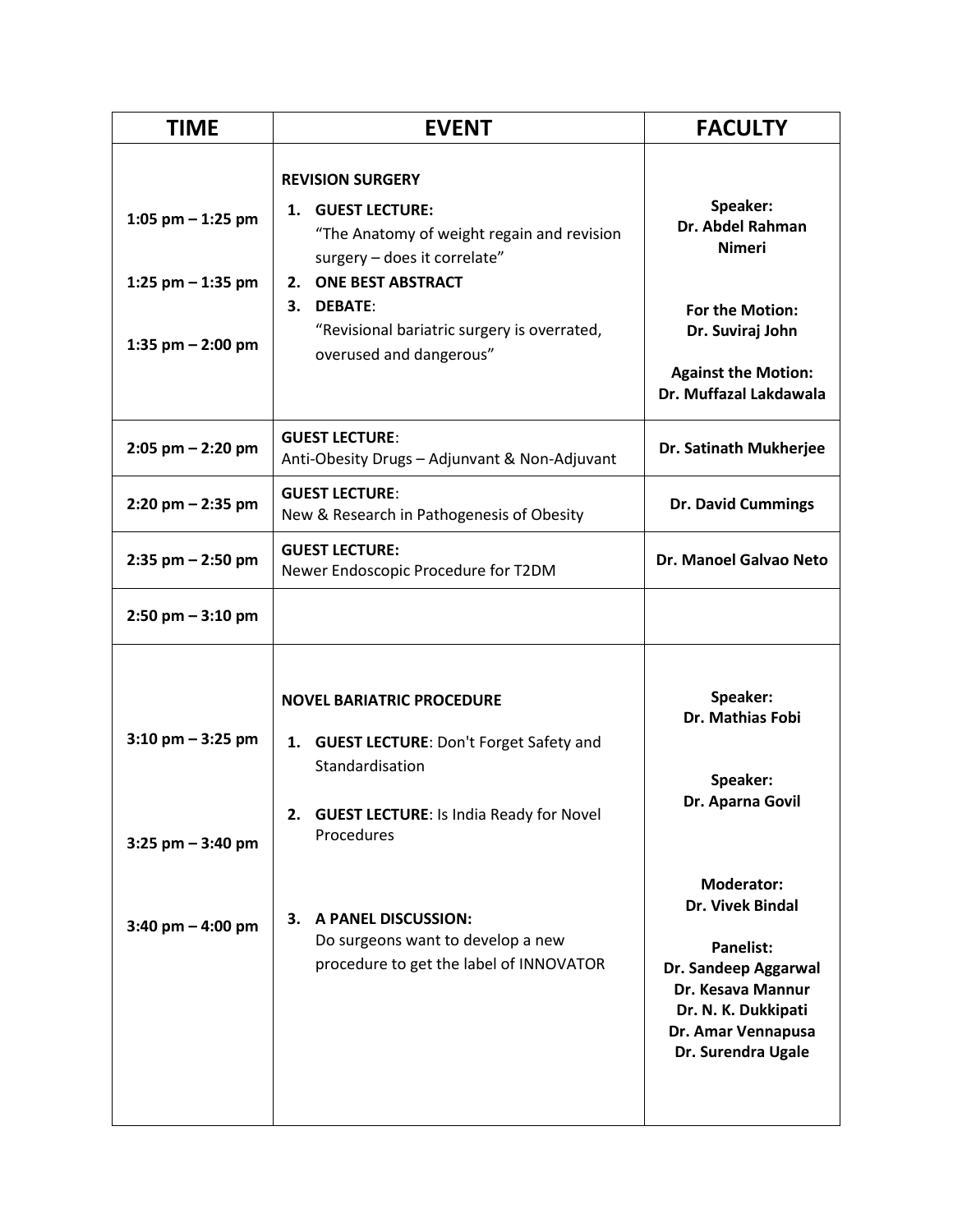| TIME | EVENT | FACULTY |
| --- | --- | --- |
| 1:05 pm – 1:25 pm<br><br>1:25 pm – 1:35 pm<br><br>1:35 pm – 2:00 pm | **REVISION SURGERY**<br>1. **GUEST LECTURE:** "The Anatomy of weight regain and revision surgery – does it correlate"<br>2. **ONE BEST ABSTRACT**<br>3. **DEBATE**: "Revisional bariatric surgery is overrated, overused and dangerous" | **Speaker: Dr. Abdel Rahman Nimeri**<br><br>**For the Motion: Dr. Suviraj John**<br><br>**Against the Motion: Dr. Muffazal Lakdawala** |
| 2:05 pm – 2:20 pm | **GUEST LECTURE**: Anti-Obesity Drugs – Adjunvant & Non-Adjuvant | **Dr. Satinath Mukherjee** |
| 2:20 pm – 2:35 pm | **GUEST LECTURE**: New & Research in Pathogenesis of Obesity | **Dr. David Cummings** |
| 2:35 pm – 2:50 pm | **GUEST LECTURE:** Newer Endoscopic Procedure for T2DM | **Dr. Manoel Galvao Neto** |
| 2:50 pm – 3:10 pm | | |
| 3:10 pm – 3:25 pm<br><br>3:25 pm – 3:40 pm<br><br>3:40 pm – 4:00 pm | **NOVEL BARIATRIC PROCEDURE**<br>1. **GUEST LECTURE**: Don't Forget Safety and Standardisation<br>2. **GUEST LECTURE**: Is India Ready for Novel Procedures<br>3. **A PANEL DISCUSSION:** Do surgeons want to develop a new procedure to get the label of INNOVATOR | **Speaker: Dr. Mathias Fobi**<br><br>**Speaker: Dr. Aparna Govil**<br><br>**Moderator: Dr. Vivek Bindal**<br><br>**Panelist:**<br>**Dr. Sandeep Aggarwal**<br>**Dr. Kesava Mannur**<br>**Dr. N. K. Dukkipati**<br>**Dr. Amar Vennapusa**<br>**Dr. Surendra Ugale** |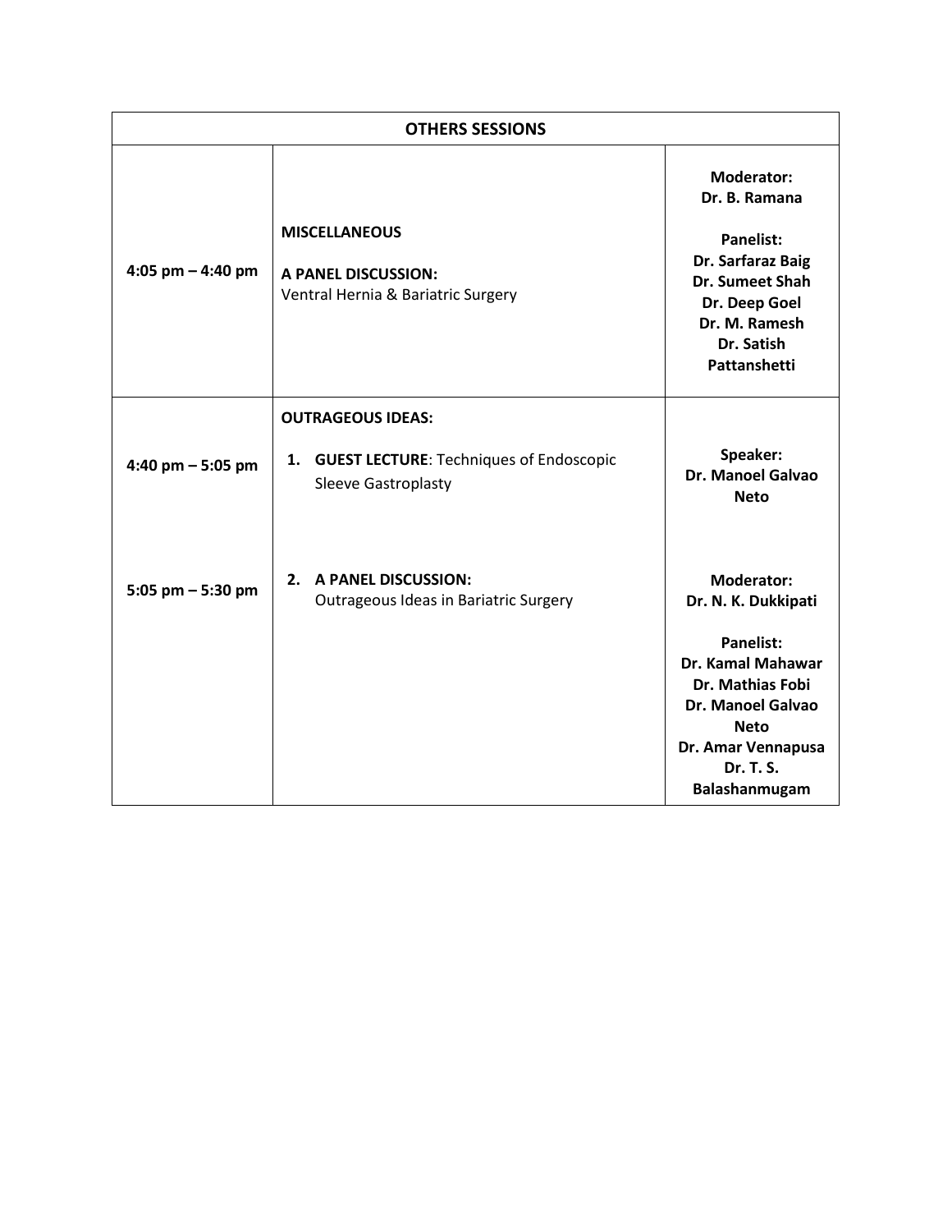| OTHERS SESSIONS | | |
|---|---|---|
| **4:05 pm – 4:40 pm** | **MISCELLANEOUS**<br><br>**A PANEL DISCUSSION:**<br>Ventral Hernia & Bariatric Surgery | **Moderator:**<br>**Dr. B. Ramana**<br><br>**Panelist:**<br>**Dr. Sarfaraz Baig**<br>**Dr. Sumeet Shah**<br>**Dr. Deep Goel**<br>**Dr. M. Ramesh**<br>**Dr. Satish Pattanshetti** |
| **4:40 pm – 5:05 pm** | **OUTRAGEOUS IDEAS:**<br><br>1. **GUEST LECTURE**: Techniques of Endoscopic Sleeve Gastroplasty | **Speaker:**<br>**Dr. Manoel Galvao Neto** |
| **5:05 pm – 5:30 pm** | 2. **A PANEL DISCUSSION:**<br>Outrageous Ideas in Bariatric Surgery | **Moderator:**<br>**Dr. N. K. Dukkipati**<br><br>**Panelist:**<br>**Dr. Kamal Mahawar**<br>**Dr. Mathias Fobi**<br>**Dr. Manoel Galvao Neto**<br>**Dr. Amar Vennapusa**<br>**Dr. T. S. Balashanmugam** |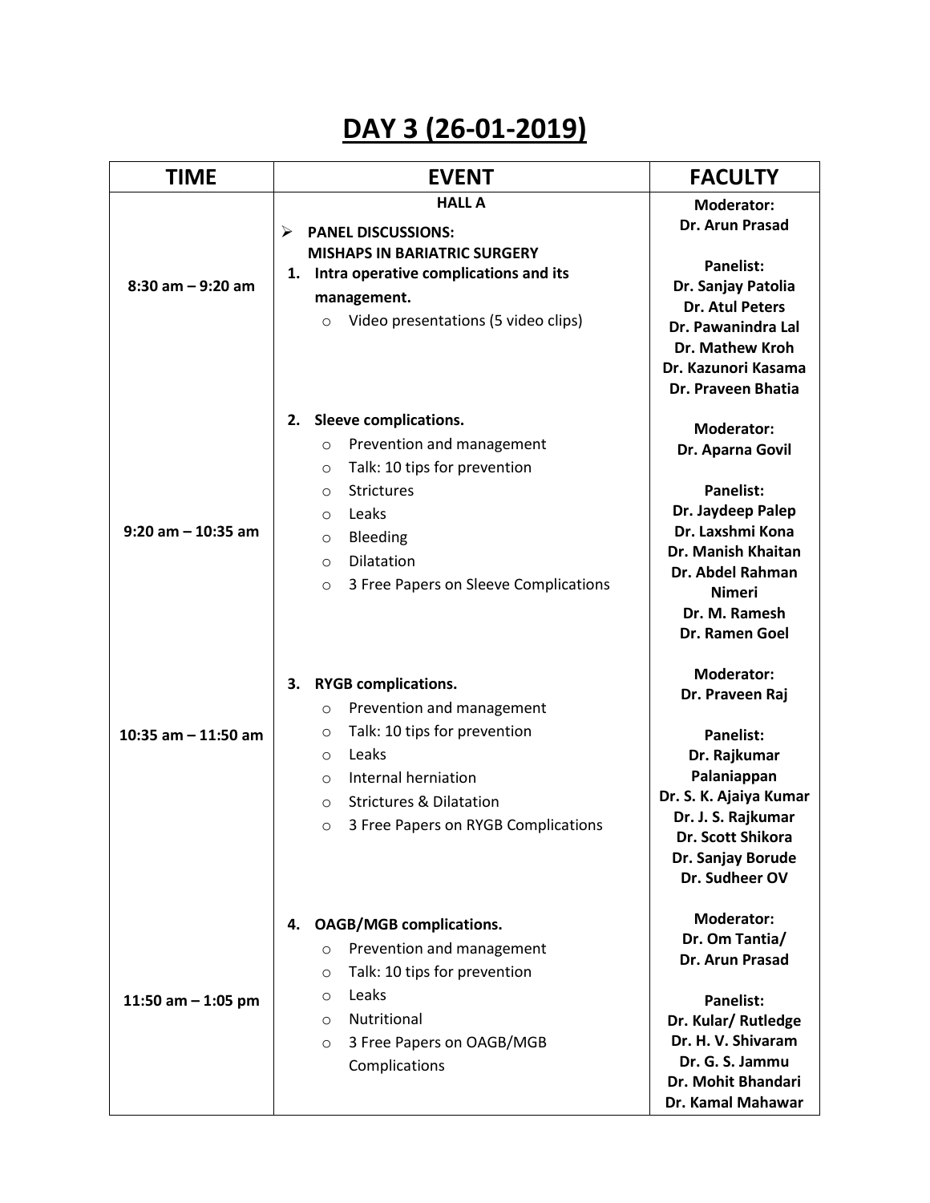# DAY 3 (26-01-2019)

| TIME | EVENT | FACULTY |
|---|---|---|
| | **HALL A** | |
| 8:30 am – 9:20 am | **PANEL DISCUSSIONS: MISHAPS IN BARIATRIC SURGERY**<br>**1. Intra operative complications and its management.**<br>○ Video presentations (5 video clips) | **Moderator:**<br>**Dr. Arun Prasad**<br><br>**Panelist:**<br>**Dr. Sanjay Patolia**<br>**Dr. Atul Peters**<br>**Dr. Pawanindra Lal**<br>**Dr. Mathew Kroh**<br>**Dr. Kazunori Kasama**<br>**Dr. Praveen Bhatia** |
| 9:20 am – 10:35 am | **2. Sleeve complications.**<br>○ Prevention and management<br>○ Talk: 10 tips for prevention<br>○ Strictures<br>○ Leaks<br>○ Bleeding<br>○ Dilatation<br>○ 3 Free Papers on Sleeve Complications | **Moderator:**<br>**Dr. Aparna Govil**<br><br>**Panelist:**<br>**Dr. Jaydeep Palep**<br>**Dr. Laxshmi Kona**<br>**Dr. Manish Khaitan**<br>**Dr. Abdel Rahman Nimeri**<br>**Dr. M. Ramesh**<br>**Dr. Ramen Goel** |
| 10:35 am – 11:50 am | **3. RYGB complications.**<br>○ Prevention and management<br>○ Talk: 10 tips for prevention<br>○ Leaks<br>○ Internal herniation<br>○ Strictures & Dilatation<br>○ 3 Free Papers on RYGB Complications | **Moderator:**<br>**Dr. Praveen Raj**<br><br>**Panelist:**<br>**Dr. Rajkumar Palaniappan**<br>**Dr. S. K. Ajaiya Kumar**<br>**Dr. J. S. Rajkumar**<br>**Dr. Scott Shikora**<br>**Dr. Sanjay Borude**<br>**Dr. Sudheer OV** |
| 11:50 am – 1:05 pm | **4. OAGB/MGB complications.**<br>○ Prevention and management<br>○ Talk: 10 tips for prevention<br>○ Leaks<br>○ Nutritional<br>○ 3 Free Papers on OAGB/MGB Complications | **Moderator:**<br>**Dr. Om Tantia/**<br>**Dr. Arun Prasad**<br><br>**Panelist:**<br>**Dr. Kular/ Rutledge**<br>**Dr. H. V. Shivaram**<br>**Dr. G. S. Jammu**<br>**Dr. Mohit Bhandari**<br>**Dr. Kamal Mahawar** |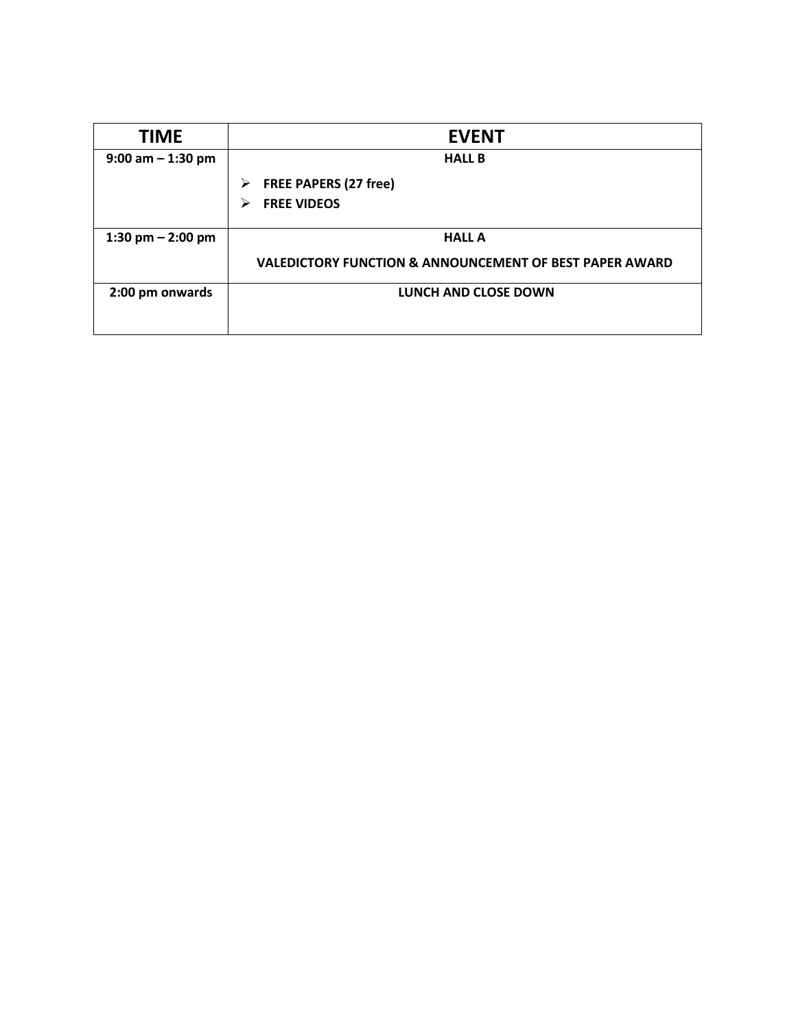| TIME | EVENT |
|---|---|
| **9:00 am – 1:30 pm** | **HALL B**<br>➢ **FREE PAPERS (27 free)**<br>➢ **FREE VIDEOS** |
| **1:30 pm – 2:00 pm** | **HALL A**<br>**VALEDICTORY FUNCTION & ANNOUNCEMENT OF BEST PAPER AWARD** |
| **2:00 pm onwards** | **LUNCH AND CLOSE DOWN** |